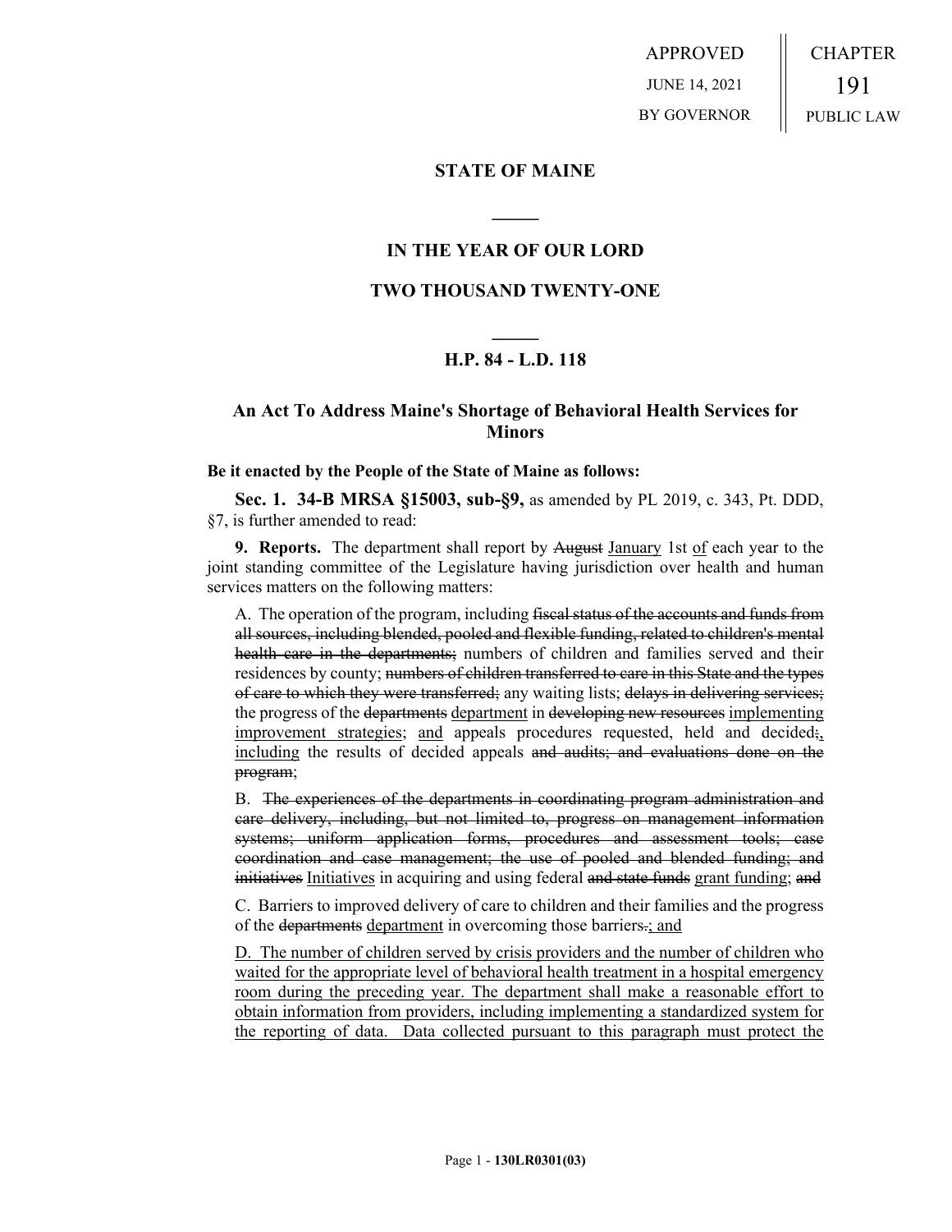APPROVED
JUNE 14, 2021
BY GOVERNOR

CHAPTER
191
PUBLIC LAW

## STATE OF MAINE

### IN THE YEAR OF OUR LORD

### TWO THOUSAND TWENTY-ONE

### H.P. 84 - L.D. 118

### An Act To Address Maine's Shortage of Behavioral Health Services for Minors

**Be it enacted by the People of the State of Maine as follows:**

**Sec. 1. 34-B MRSA §15003, sub-§9,** as amended by PL 2019, c. 343, Pt. DDD, §7, is further amended to read:

**9. Reports.** The department shall report by ~~August~~ <u>January</u> 1st <u>of</u> each year to the joint standing committee of the Legislature having jurisdiction over health and human services matters on the following matters:

A. The operation of the program, including ~~fiscal status of the accounts and funds from all sources, including blended, pooled and flexible funding, related to children's mental health care in the departments;~~ numbers of children and families served and their residences by county; ~~numbers of children transferred to care in this State and the types of care to which they were transferred;~~ any waiting lists; ~~delays in delivering services;~~ the progress of the ~~departments~~ <u>department</u> in ~~developing new resources~~ <u>implementing improvement strategies</u>; <u>and</u> appeals procedures requested, held and decided~~;~~<u>, including</u> the results of decided appeals ~~and audits; and evaluations done on the program~~;

B. ~~The experiences of the departments in coordinating program administration and care delivery, including, but not limited to, progress on management information systems; uniform application forms, procedures and assessment tools; case coordination and case management; the use of pooled and blended funding; and initiatives~~ <u>Initiatives</u> in acquiring and using federal ~~and state funds~~ <u>grant funding</u>; ~~and~~

C. Barriers to improved delivery of care to children and their families and the progress of the ~~departments~~ <u>department</u> in overcoming those barriers~~.~~<u>; and</u>

<u>D. The number of children served by crisis providers and the number of children who waited for the appropriate level of behavioral health treatment in a hospital emergency room during the preceding year. The department shall make a reasonable effort to obtain information from providers, including implementing a standardized system for the reporting of data. Data collected pursuant to this paragraph must protect the</u>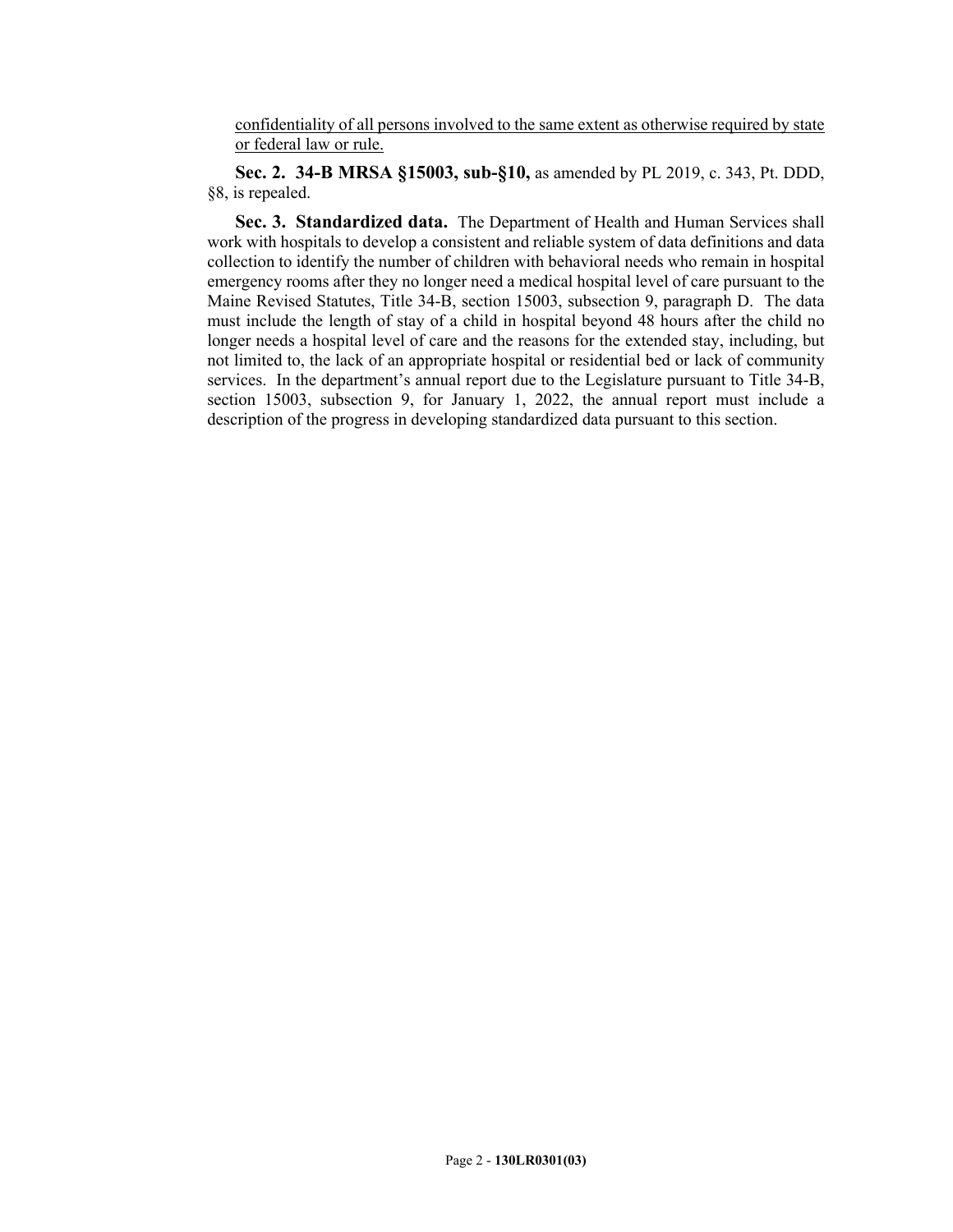confidentiality of all persons involved to the same extent as otherwise required by state or federal law or rule.

**Sec. 2. 34-B MRSA §15003, sub-§10,** as amended by PL 2019, c. 343, Pt. DDD, §8, is repealed.

**Sec. 3. Standardized data.** The Department of Health and Human Services shall work with hospitals to develop a consistent and reliable system of data definitions and data collection to identify the number of children with behavioral needs who remain in hospital emergency rooms after they no longer need a medical hospital level of care pursuant to the Maine Revised Statutes, Title 34-B, section 15003, subsection 9, paragraph D. The data must include the length of stay of a child in hospital beyond 48 hours after the child no longer needs a hospital level of care and the reasons for the extended stay, including, but not limited to, the lack of an appropriate hospital or residential bed or lack of community services. In the department's annual report due to the Legislature pursuant to Title 34-B, section 15003, subsection 9, for January 1, 2022, the annual report must include a description of the progress in developing standardized data pursuant to this section.